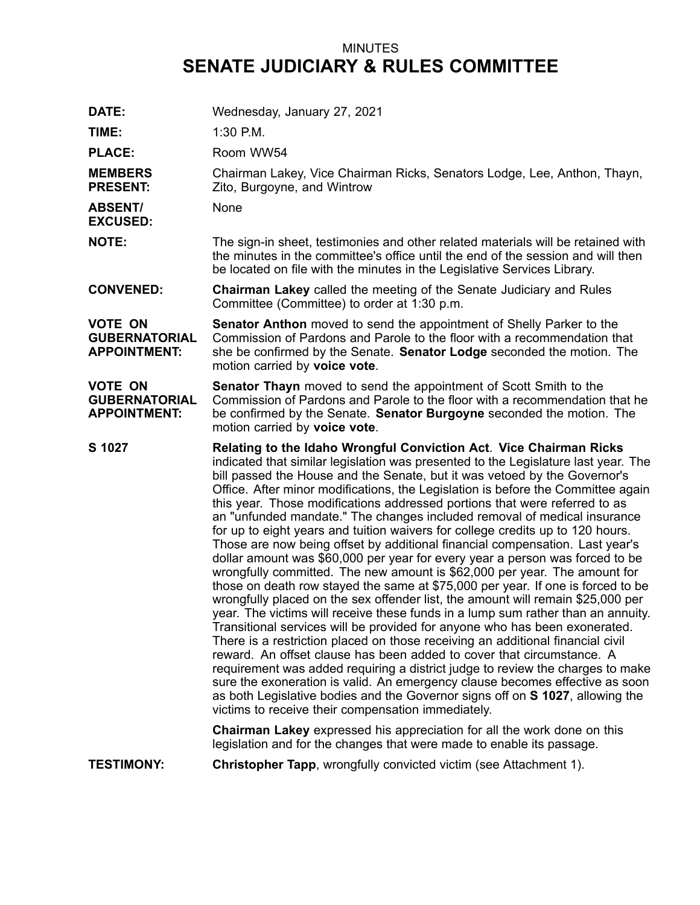MINUTES

# SENATE JUDICIARY & RULES COMMITTEE

**DATE:** Wednesday, January 27, 2021

**TIME:** 1:30 P.M.

**PLACE:** Room WW54

**MEMBERS PRESENT:** Chairman Lakey, Vice Chairman Ricks, Senators Lodge, Lee, Anthon, Thayn, Zito, Burgoyne, and Wintrow

**ABSENT/ EXCUSED:** None

**NOTE:** The sign-in sheet, testimonies and other related materials will be retained with the minutes in the committee's office until the end of the session and will then be located on file with the minutes in the Legislative Services Library.

**CONVENED:** **Chairman Lakey** called the meeting of the Senate Judiciary and Rules Committee (Committee) to order at 1:30 p.m.

**VOTE ON GUBERNATORIAL APPOINTMENT:** **Senator Anthon** moved to send the appointment of Shelly Parker to the Commission of Pardons and Parole to the floor with a recommendation that she be confirmed by the Senate. **Senator Lodge** seconded the motion. The motion carried by **voice vote**.

**VOTE ON GUBERNATORIAL APPOINTMENT:** **Senator Thayn** moved to send the appointment of Scott Smith to the Commission of Pardons and Parole to the floor with a recommendation that he be confirmed by the Senate. **Senator Burgoyne** seconded the motion. The motion carried by **voice vote**.

**S 1027** **Relating to the Idaho Wrongful Conviction Act**. **Vice Chairman Ricks** indicated that similar legislation was presented to the Legislature last year. The bill passed the House and the Senate, but it was vetoed by the Governor's Office. After minor modifications, the Legislation is before the Committee again this year. Those modifications addressed portions that were referred to as an "unfunded mandate." The changes included removal of medical insurance for up to eight years and tuition waivers for college credits up to 120 hours. Those are now being offset by additional financial compensation. Last year's dollar amount was $60,000 per year for every year a person was forced to be wrongfully committed. The new amount is $62,000 per year. The amount for those on death row stayed the same at $75,000 per year. If one is forced to be wrongfully placed on the sex offender list, the amount will remain $25,000 per year. The victims will receive these funds in a lump sum rather than an annuity. Transitional services will be provided for anyone who has been exonerated. There is a restriction placed on those receiving an additional financial civil reward. An offset clause has been added to cover that circumstance. A requirement was added requiring a district judge to review the charges to make sure the exoneration is valid. An emergency clause becomes effective as soon as both Legislative bodies and the Governor signs off on **S 1027**, allowing the victims to receive their compensation immediately.

**Chairman Lakey** expressed his appreciation for all the work done on this legislation and for the changes that were made to enable its passage.

**TESTIMONY:** **Christopher Tapp**, wrongfully convicted victim (see Attachment 1).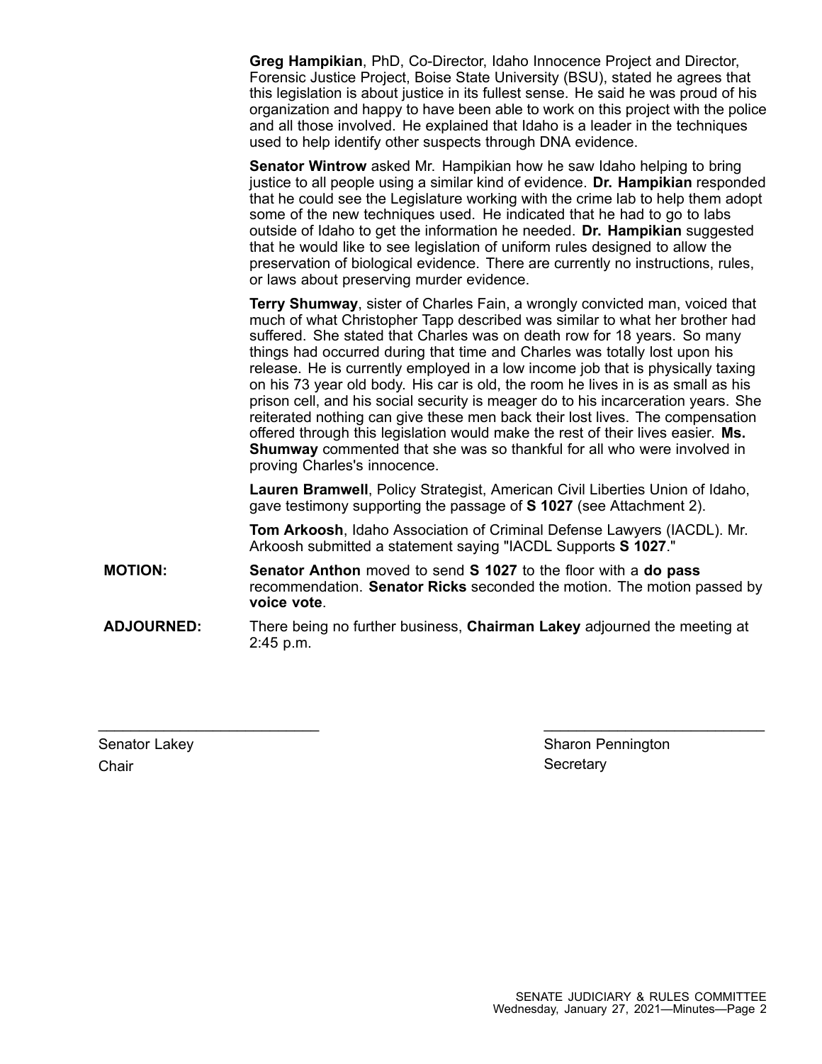**Greg Hampikian**, PhD, Co-Director, Idaho Innocence Project and Director, Forensic Justice Project, Boise State University (BSU), stated he agrees that this legislation is about justice in its fullest sense. He said he was proud of his organization and happy to have been able to work on this project with the police and all those involved. He explained that Idaho is a leader in the techniques used to help identify other suspects through DNA evidence.

**Senator Wintrow** asked Mr. Hampikian how he saw Idaho helping to bring justice to all people using a similar kind of evidence. **Dr. Hampikian** responded that he could see the Legislature working with the crime lab to help them adopt some of the new techniques used. He indicated that he had to go to labs outside of Idaho to get the information he needed. **Dr. Hampikian** suggested that he would like to see legislation of uniform rules designed to allow the preservation of biological evidence. There are currently no instructions, rules, or laws about preserving murder evidence.

**Terry Shumway**, sister of Charles Fain, a wrongly convicted man, voiced that much of what Christopher Tapp described was similar to what her brother had suffered. She stated that Charles was on death row for 18 years. So many things had occurred during that time and Charles was totally lost upon his release. He is currently employed in a low income job that is physically taxing on his 73 year old body. His car is old, the room he lives in is as small as his prison cell, and his social security is meager do to his incarceration years. She reiterated nothing can give these men back their lost lives. The compensation offered through this legislation would make the rest of their lives easier. **Ms. Shumway** commented that she was so thankful for all who were involved in proving Charles's innocence.

**Lauren Bramwell**, Policy Strategist, American Civil Liberties Union of Idaho, gave testimony supporting the passage of **S 1027** (see Attachment 2).

**Tom Arkoosh**, Idaho Association of Criminal Defense Lawyers (IACDL). Mr. Arkoosh submitted a statement saying "IACDL Supports **S 1027**."

**MOTION:** **Senator Anthon** moved to send **S 1027** to the floor with a **do pass** recommendation. **Senator Ricks** seconded the motion. The motion passed by **voice vote**.

**ADJOURNED:** There being no further business, **Chairman Lakey** adjourned the meeting at 2:45 p.m.

___________________________ ___________________________

Senator Lakey
Chair

Sharon Pennington
Secretary